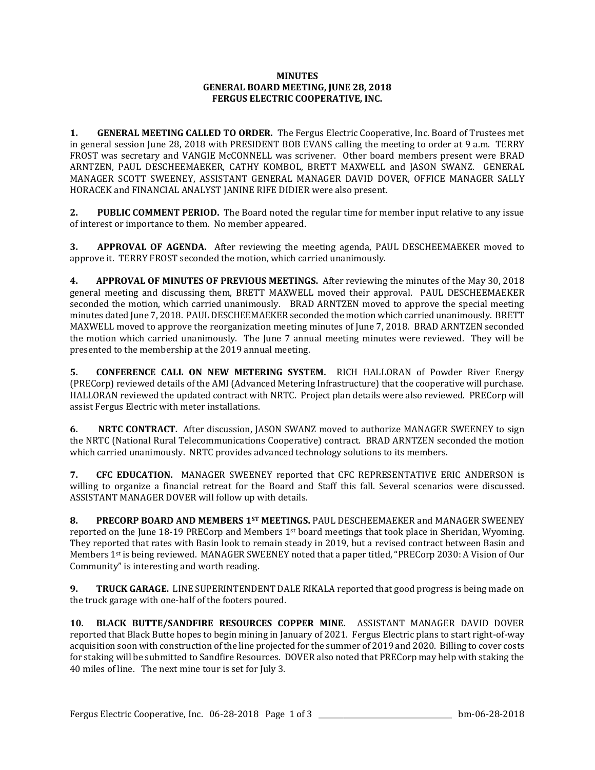# MINUTES
# GENERAL BOARD MEETING, JUNE 28, 2018
# FERGUS ELECTRIC COOPERATIVE, INC.

**1. GENERAL MEETING CALLED TO ORDER.** The Fergus Electric Cooperative, Inc. Board of Trustees met in general session June 28, 2018 with PRESIDENT BOB EVANS calling the meeting to order at 9 a.m. TERRY FROST was secretary and VANGIE McCONNELL was scrivener. Other board members present were BRAD ARNTZEN, PAUL DESCHEEMAEKER, CATHY KOMBOL, BRETT MAXWELL and JASON SWANZ. GENERAL MANAGER SCOTT SWEENEY, ASSISTANT GENERAL MANAGER DAVID DOVER, OFFICE MANAGER SALLY HORACEK and FINANCIAL ANALYST JANINE RIFE DIDIER were also present.

**2. PUBLIC COMMENT PERIOD.** The Board noted the regular time for member input relative to any issue of interest or importance to them. No member appeared.

**3. APPROVAL OF AGENDA.** After reviewing the meeting agenda, PAUL DESCHEEMAEKER moved to approve it. TERRY FROST seconded the motion, which carried unanimously.

**4. APPROVAL OF MINUTES OF PREVIOUS MEETINGS.** After reviewing the minutes of the May 30, 2018 general meeting and discussing them, BRETT MAXWELL moved their approval. PAUL DESCHEEMAEKER seconded the motion, which carried unanimously. BRAD ARNTZEN moved to approve the special meeting minutes dated June 7, 2018. PAUL DESCHEEMAEKER seconded the motion which carried unanimously. BRETT MAXWELL moved to approve the reorganization meeting minutes of June 7, 2018. BRAD ARNTZEN seconded the motion which carried unanimously. The June 7 annual meeting minutes were reviewed. They will be presented to the membership at the 2019 annual meeting.

**5. CONFERENCE CALL ON NEW METERING SYSTEM.** RICH HALLORAN of Powder River Energy (PRECorp) reviewed details of the AMI (Advanced Metering Infrastructure) that the cooperative will purchase. HALLORAN reviewed the updated contract with NRTC. Project plan details were also reviewed. PRECorp will assist Fergus Electric with meter installations.

**6. NRTC CONTRACT.** After discussion, JASON SWANZ moved to authorize MANAGER SWEENEY to sign the NRTC (National Rural Telecommunications Cooperative) contract. BRAD ARNTZEN seconded the motion which carried unanimously. NRTC provides advanced technology solutions to its members.

**7. CFC EDUCATION.** MANAGER SWEENEY reported that CFC REPRESENTATIVE ERIC ANDERSON is willing to organize a financial retreat for the Board and Staff this fall. Several scenarios were discussed. ASSISTANT MANAGER DOVER will follow up with details.

**8. PRECORP BOARD AND MEMBERS 1ST MEETINGS.** PAUL DESCHEEMAEKER and MANAGER SWEENEY reported on the June 18-19 PRECorp and Members 1st board meetings that took place in Sheridan, Wyoming. They reported that rates with Basin look to remain steady in 2019, but a revised contract between Basin and Members 1st is being reviewed. MANAGER SWEENEY noted that a paper titled, "PRECorp 2030: A Vision of Our Community" is interesting and worth reading.

**9. TRUCK GARAGE.** LINE SUPERINTENDENT DALE RIKALA reported that good progress is being made on the truck garage with one-half of the footers poured.

**10. BLACK BUTTE/SANDFIRE RESOURCES COPPER MINE.** ASSISTANT MANAGER DAVID DOVER reported that Black Butte hopes to begin mining in January of 2021. Fergus Electric plans to start right-of-way acquisition soon with construction of the line projected for the summer of 2019 and 2020. Billing to cover costs for staking will be submitted to Sandfire Resources. DOVER also noted that PRECorp may help with staking the 40 miles of line. The next mine tour is set for July 3.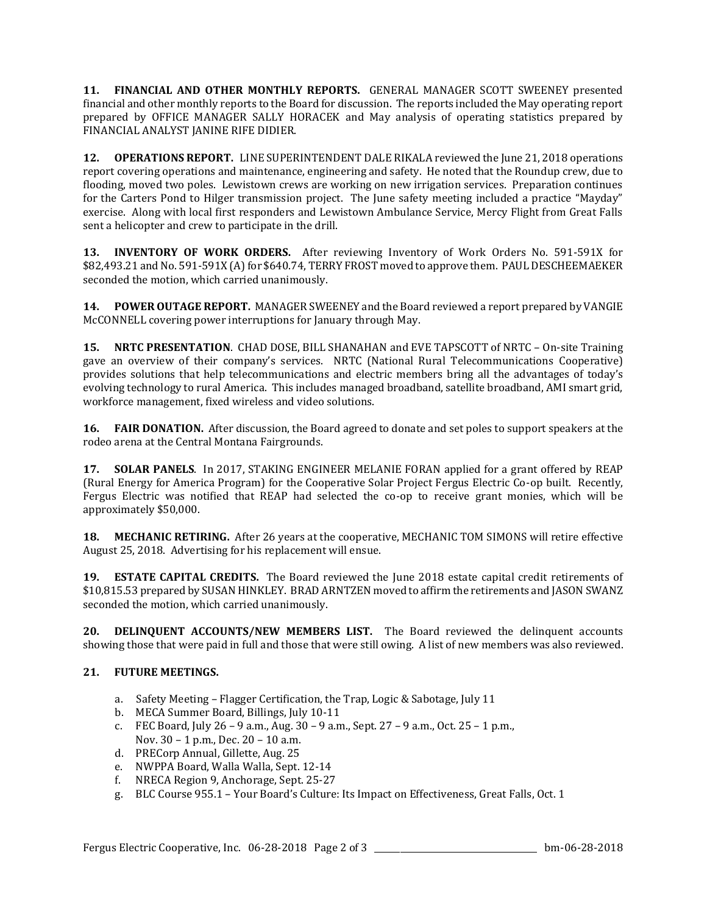**11. FINANCIAL AND OTHER MONTHLY REPORTS.** GENERAL MANAGER SCOTT SWEENEY presented financial and other monthly reports to the Board for discussion. The reports included the May operating report prepared by OFFICE MANAGER SALLY HORACEK and May analysis of operating statistics prepared by FINANCIAL ANALYST JANINE RIFE DIDIER.

**12. OPERATIONS REPORT.** LINE SUPERINTENDENT DALE RIKALA reviewed the June 21, 2018 operations report covering operations and maintenance, engineering and safety. He noted that the Roundup crew, due to flooding, moved two poles. Lewistown crews are working on new irrigation services. Preparation continues for the Carters Pond to Hilger transmission project. The June safety meeting included a practice "Mayday" exercise. Along with local first responders and Lewistown Ambulance Service, Mercy Flight from Great Falls sent a helicopter and crew to participate in the drill.

**13. INVENTORY OF WORK ORDERS.** After reviewing Inventory of Work Orders No. 591-591X for $82,493.21 and No. 591-591X (A) for $640.74, TERRY FROST moved to approve them. PAUL DESCHEEMAEKER seconded the motion, which carried unanimously.

**14. POWER OUTAGE REPORT.** MANAGER SWEENEY and the Board reviewed a report prepared by VANGIE McCONNELL covering power interruptions for January through May.

**15. NRTC PRESENTATION**. CHAD DOSE, BILL SHANAHAN and EVE TAPSCOTT of NRTC – On-site Training gave an overview of their company's services. NRTC (National Rural Telecommunications Cooperative) provides solutions that help telecommunications and electric members bring all the advantages of today's evolving technology to rural America. This includes managed broadband, satellite broadband, AMI smart grid, workforce management, fixed wireless and video solutions.

**16. FAIR DONATION.** After discussion, the Board agreed to donate and set poles to support speakers at the rodeo arena at the Central Montana Fairgrounds.

**17. SOLAR PANELS**. In 2017, STAKING ENGINEER MELANIE FORAN applied for a grant offered by REAP (Rural Energy for America Program) for the Cooperative Solar Project Fergus Electric Co-op built. Recently, Fergus Electric was notified that REAP had selected the co-op to receive grant monies, which will be approximately $50,000.

**18. MECHANIC RETIRING.** After 26 years at the cooperative, MECHANIC TOM SIMONS will retire effective August 25, 2018. Advertising for his replacement will ensue.

**19. ESTATE CAPITAL CREDITS.** The Board reviewed the June 2018 estate capital credit retirements of $10,815.53 prepared by SUSAN HINKLEY. BRAD ARNTZEN moved to affirm the retirements and JASON SWANZ seconded the motion, which carried unanimously.

**20. DELINQUENT ACCOUNTS/NEW MEMBERS LIST.** The Board reviewed the delinquent accounts showing those that were paid in full and those that were still owing. A list of new members was also reviewed.

**21. FUTURE MEETINGS.**

a. Safety Meeting – Flagger Certification, the Trap, Logic & Sabotage, July 11
b. MECA Summer Board, Billings, July 10-11
c. FEC Board, July 26 – 9 a.m., Aug. 30 – 9 a.m., Sept. 27 – 9 a.m., Oct. 25 – 1 p.m., Nov. 30 – 1 p.m., Dec. 20 – 10 a.m.
d. PRECorp Annual, Gillette, Aug. 25
e. NWPPA Board, Walla Walla, Sept. 12-14
f. NRECA Region 9, Anchorage, Sept. 25-27
g. BLC Course 955.1 – Your Board's Culture: Its Impact on Effectiveness, Great Falls, Oct. 1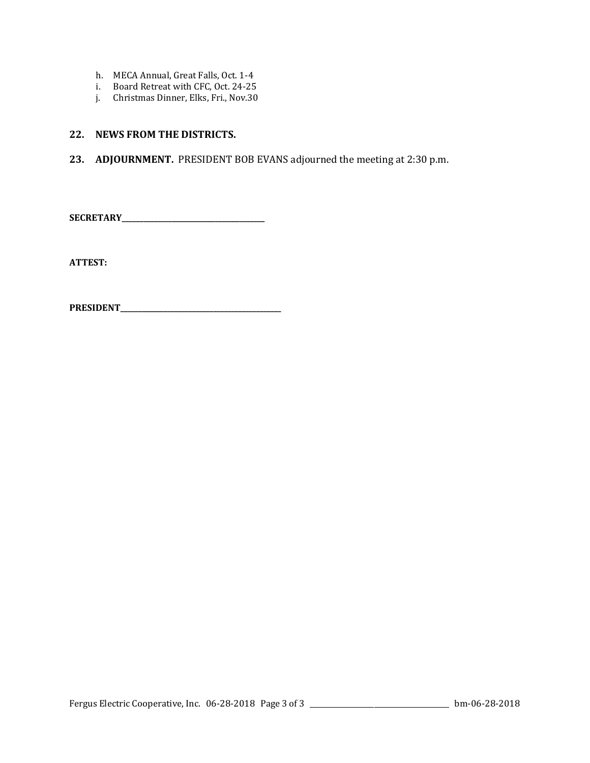h. MECA Annual, Great Falls, Oct. 1-4
i. Board Retreat with CFC, Oct. 24-25
j. Christmas Dinner, Elks, Fri., Nov.30

**22. NEWS FROM THE DISTRICTS.**

**23. ADJOURNMENT.** PRESIDENT BOB EVANS adjourned the meeting at 2:30 p.m.

**SECRETARY**\_\_\_\_\_\_\_\_\_\_\_\_\_\_\_\_\_\_\_\_\_\_\_\_\_\_\_\_\_\_\_\_\_\_\_\_

**ATTEST:**

**PRESIDENT**\_\_\_\_\_\_\_\_\_\_\_\_\_\_\_\_\_\_\_\_\_\_\_\_\_\_\_\_\_\_\_\_\_\_\_\_\_\_\_\_